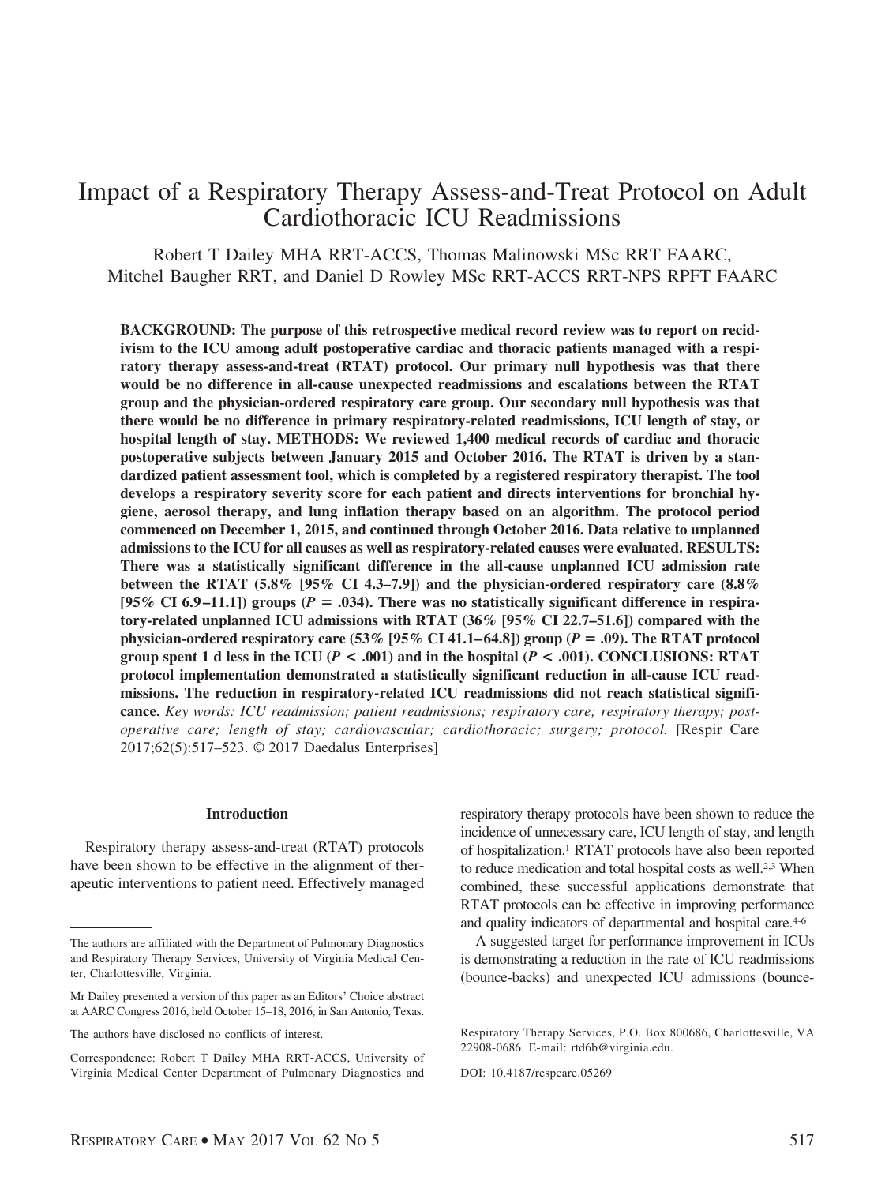# Impact of a Respiratory Therapy Assess-and-Treat Protocol on Adult Cardiothoracic ICU Readmissions

Robert T Dailey MHA RRT-ACCS, Thomas Malinowski MSc RRT FAARC, Mitchel Baugher RRT, and Daniel D Rowley MSc RRT-ACCS RRT-NPS RPFT FAARC

**BACKGROUND: The purpose of this retrospective medical record review was to report on recidivism to the ICU among adult postoperative cardiac and thoracic patients managed with a respiratory therapy assess-and-treat (RTAT) protocol. Our primary null hypothesis was that there would be no difference in all-cause unexpected readmissions and escalations between the RTAT group and the physician-ordered respiratory care group. Our secondary null hypothesis was that there would be no difference in primary respiratory-related readmissions, ICU length of stay, or hospital length of stay. METHODS: We reviewed 1,400 medical records of cardiac and thoracic postoperative subjects between January 2015 and October 2016. The RTAT is driven by a standardized patient assessment tool, which is completed by a registered respiratory therapist. The tool develops a respiratory severity score for each patient and directs interventions for bronchial hygiene, aerosol therapy, and lung inflation therapy based on an algorithm. The protocol period commenced on December 1, 2015, and continued through October 2016. Data relative to unplanned admissions to the ICU for all causes as well as respiratory-related causes were evaluated. RESULTS: There was a statistically significant difference in the all-cause unplanned ICU admission rate between the RTAT (5.8% [95% CI 4.3–7.9]) and the physician-ordered respiratory care (8.8% [95% CI 6.9–11.1]) groups ($P = .034$). There was no statistically significant difference in respiratory-related unplanned ICU admissions with RTAT (36% [95% CI 22.7–51.6]) compared with the physician-ordered respiratory care (53% [95% CI 41.1–64.8]) group ($P = .09$). The RTAT protocol group spent 1 d less in the ICU ($P < .001$) and in the hospital ($P < .001$). CONCLUSIONS: RTAT protocol implementation demonstrated a statistically significant reduction in all-cause ICU readmissions. The reduction in respiratory-related ICU readmissions did not reach statistical significance.** *Key words: ICU readmission; patient readmissions; respiratory care; respiratory therapy; postoperative care; length of stay; cardiovascular; cardiothoracic; surgery; protocol.* [Respir Care 2017;62(5):517–523. © 2017 Daedalus Enterprises]

## Introduction

Respiratory therapy assess-and-treat (RTAT) protocols have been shown to be effective in the alignment of therapeutic interventions to patient need. Effectively managed respiratory therapy protocols have been shown to reduce the incidence of unnecessary care, ICU length of stay, and length of hospitalization.[1] RTAT protocols have also been reported to reduce medication and total hospital costs as well.[2,3] When combined, these successful applications demonstrate that RTAT protocols can be effective in improving performance and quality indicators of departmental and hospital care.[4-6]

A suggested target for performance improvement in ICUs is demonstrating a reduction in the rate of ICU readmissions (bounce-backs) and unexpected ICU admissions (bounce-

---

The authors are affiliated with the Department of Pulmonary Diagnostics and Respiratory Therapy Services, University of Virginia Medical Center, Charlottesville, Virginia.

Mr Dailey presented a version of this paper as an Editors' Choice abstract at AARC Congress 2016, held October 15–18, 2016, in San Antonio, Texas.

The authors have disclosed no conflicts of interest.

Correspondence: Robert T Dailey MHA RRT-ACCS, University of Virginia Medical Center Department of Pulmonary Diagnostics and Respiratory Therapy Services, P.O. Box 800686, Charlottesville, VA 22908-0686. E-mail: rtd6b@virginia.edu.

DOI: 10.4187/respcare.05269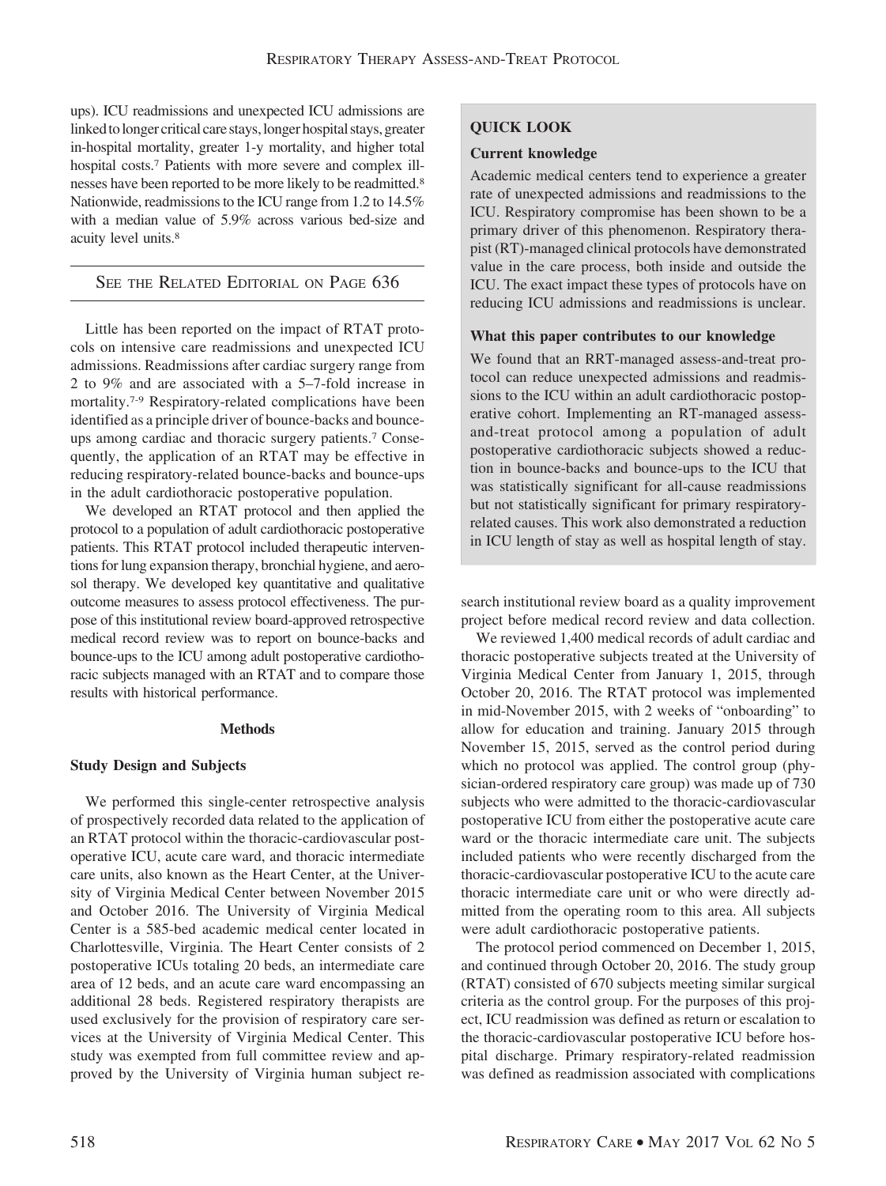ups). ICU readmissions and unexpected ICU admissions are linked to longer critical care stays, longer hospital stays, greater in-hospital mortality, greater 1-y mortality, and higher total hospital costs.[7] Patients with more severe and complex illnesses have been reported to be more likely to be readmitted.[8] Nationwide, readmissions to the ICU range from 1.2 to 14.5% with a median value of 5.9% across various bed-size and acuity level units.[8]

SEE THE RELATED EDITORIAL ON PAGE 636

Little has been reported on the impact of RTAT protocols on intensive care readmissions and unexpected ICU admissions. Readmissions after cardiac surgery range from 2 to 9% and are associated with a 5–7-fold increase in mortality.[7-9] Respiratory-related complications have been identified as a principle driver of bounce-backs and bounce-ups among cardiac and thoracic surgery patients.[7] Consequently, the application of an RTAT may be effective in reducing respiratory-related bounce-backs and bounce-ups in the adult cardiothoracic postoperative population.

We developed an RTAT protocol and then applied the protocol to a population of adult cardiothoracic postoperative patients. This RTAT protocol included therapeutic interventions for lung expansion therapy, bronchial hygiene, and aerosol therapy. We developed key quantitative and qualitative outcome measures to assess protocol effectiveness. The purpose of this institutional review board-approved retrospective medical record review was to report on bounce-backs and bounce-ups to the ICU among adult postoperative cardiothoracic subjects managed with an RTAT and to compare those results with historical performance.

> **QUICK LOOK**
>
> **Current knowledge**
>
> Academic medical centers tend to experience a greater rate of unexpected admissions and readmissions to the ICU. Respiratory compromise has been shown to be a primary driver of this phenomenon. Respiratory therapist (RT)-managed clinical protocols have demonstrated value in the care process, both inside and outside the ICU. The exact impact these types of protocols have on reducing ICU admissions and readmissions is unclear.
>
> **What this paper contributes to our knowledge**
>
> We found that an RRT-managed assess-and-treat protocol can reduce unexpected admissions and readmissions to the ICU within an adult cardiothoracic postoperative cohort. Implementing an RT-managed assess-and-treat protocol among a population of adult postoperative cardiothoracic subjects showed a reduction in bounce-backs and bounce-ups to the ICU that was statistically significant for all-cause readmissions but not statistically significant for primary respiratory-related causes. This work also demonstrated a reduction in ICU length of stay as well as hospital length of stay.

## Methods

### Study Design and Subjects

We performed this single-center retrospective analysis of prospectively recorded data related to the application of an RTAT protocol within the thoracic-cardiovascular postoperative ICU, acute care ward, and thoracic intermediate care units, also known as the Heart Center, at the University of Virginia Medical Center between November 2015 and October 2016. The University of Virginia Medical Center is a 585-bed academic medical center located in Charlottesville, Virginia. The Heart Center consists of 2 postoperative ICUs totaling 20 beds, an intermediate care area of 12 beds, and an acute care ward encompassing an additional 28 beds. Registered respiratory therapists are used exclusively for the provision of respiratory care services at the University of Virginia Medical Center. This study was exempted from full committee review and approved by the University of Virginia human subject research institutional review board as a quality improvement project before medical record review and data collection.

We reviewed 1,400 medical records of adult cardiac and thoracic postoperative subjects treated at the University of Virginia Medical Center from January 1, 2015, through October 20, 2016. The RTAT protocol was implemented in mid-November 2015, with 2 weeks of "onboarding" to allow for education and training. January 2015 through November 15, 2015, served as the control period during which no protocol was applied. The control group (physician-ordered respiratory care group) was made up of 730 subjects who were admitted to the thoracic-cardiovascular postoperative ICU from either the postoperative acute care ward or the thoracic intermediate care unit. The subjects included patients who were recently discharged from the thoracic-cardiovascular postoperative ICU to the acute care thoracic intermediate care unit or who were directly admitted from the operating room to this area. All subjects were adult cardiothoracic postoperative patients.

The protocol period commenced on December 1, 2015, and continued through October 20, 2016. The study group (RTAT) consisted of 670 subjects meeting similar surgical criteria as the control group. For the purposes of this project, ICU readmission was defined as return or escalation to the thoracic-cardiovascular postoperative ICU before hospital discharge. Primary respiratory-related readmission was defined as readmission associated with complications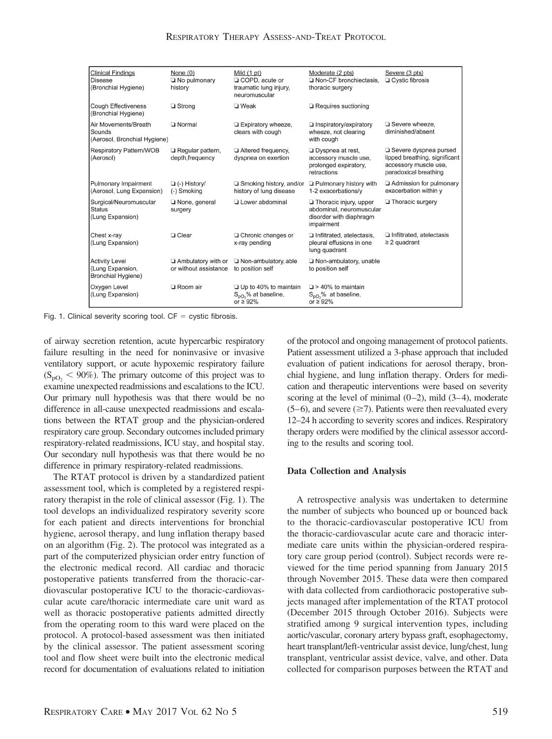| Clinical Findings | None (0) | Mild (1 pt) | Moderate (2 pts) | Severe (3 pts) |
|---|---|---|---|---|
| Disease (Bronchial Hygiene) | ❑ No pulmonary history | ❑ COPD, acute or traumatic lung injury, neuromuscular | ❑ Non-CF bronchiectasis, thoracic surgery | ❑ Cystic fibrosis |
| Cough Effectiveness (Bronchial Hygiene) | ❑ Strong | ❑ Weak | ❑ Requires suctioning | |
| Air Movements/Breath Sounds (Aerosol, Bronchial Hygiene) | ❑ Normal | ❑ Expiratory wheeze, clears with cough | ❑ Inspiratory/expiratory wheeze, not clearing with cough | ❑ Severe wheeze, diminished/absent |
| Respiratory Pattern/WOB (Aerosol) | ❑ Regular pattern, depth,frequency | ❑ Altered frequency, dyspnea on exertion | ❑ Dyspnea at rest, accessory muscle use, prolonged expiratory, retractions | ❑ Severe dyspnea pursed lipped breathing, significant accessory muscle use, paradoxical breathing |
| Pulmonary Impairment (Aerosol, Lung Expansion) | ❑ (-) History/ (-) Smoking | ❑ Smoking history, and/or history of lung disease | ❑ Pulmonary history with 1-2 exacerbations/y | ❑ Admission for pulmonary exacerbation within y |
| Surgical/Neuromuscular Status (Lung Expansion) | ❑ None, general surgery | ❑ Lower abdominal | ❑ Thoracic injury, upper abdominal, neuromuscular disorder with diaphragm impairment | ❑ Thoracic surgery |
| Chest x-ray (Lung Expansion) | ❑ Clear | ❑ Chronic changes or x-ray pending | ❑ Infiltrated, atelectasis, pleural effusions in one lung quadrant | ❑ Infiltrated, atelectasis ≥ 2 quadrant |
| Activity Level (Lung Expansion, Bronchial Hygiene) | ❑ Ambulatory with or without assistance | ❑ Non-ambulatory, able to position self | ❑ Non-ambulatory, unable to position self | |
| Oxygen Level (Lung Expansion) | ❑ Room air | ❑ Up to 40% to maintain $S_{pO_2}$% at baseline, or ≥ 92% | ❑ > 40% to maintain $S_{pO_2}$% at baseline, or ≥ 92% | |

Fig. 1. Clinical severity scoring tool. CF = cystic fibrosis.

of airway secretion retention, acute hypercarbic respiratory failure resulting in the need for noninvasive or invasive ventilatory support, or acute hypoxemic respiratory failure ($S_{pO_2}$ < 90%). The primary outcome of this project was to examine unexpected readmissions and escalations to the ICU. Our primary null hypothesis was that there would be no difference in all-cause unexpected readmissions and escalations between the RTAT group and the physician-ordered respiratory care group. Secondary outcomes included primary respiratory-related readmissions, ICU stay, and hospital stay. Our secondary null hypothesis was that there would be no difference in primary respiratory-related readmissions.

The RTAT protocol is driven by a standardized patient assessment tool, which is completed by a registered respiratory therapist in the role of clinical assessor (Fig. 1). The tool develops an individualized respiratory severity score for each patient and directs interventions for bronchial hygiene, aerosol therapy, and lung inflation therapy based on an algorithm (Fig. 2). The protocol was integrated as a part of the computerized physician order entry function of the electronic medical record. All cardiac and thoracic postoperative patients transferred from the thoracic-cardiovascular postoperative ICU to the thoracic-cardiovascular acute care/thoracic intermediate care unit ward as well as thoracic postoperative patients admitted directly from the operating room to this ward were placed on the protocol. A protocol-based assessment was then initiated by the clinical assessor. The patient assessment scoring tool and flow sheet were built into the electronic medical record for documentation of evaluations related to initiation of the protocol and ongoing management of protocol patients. Patient assessment utilized a 3-phase approach that included evaluation of patient indications for aerosol therapy, bronchial hygiene, and lung inflation therapy. Orders for medication and therapeutic interventions were based on severity scoring at the level of minimal (0–2), mild (3–4), moderate (5–6), and severe (≥7). Patients were then reevaluated every 12–24 h according to severity scores and indices. Respiratory therapy orders were modified by the clinical assessor according to the results and scoring tool.

## Data Collection and Analysis

A retrospective analysis was undertaken to determine the number of subjects who bounced up or bounced back to the thoracic-cardiovascular postoperative ICU from the thoracic-cardiovascular acute care and thoracic intermediate care units within the physician-ordered respiratory care group period (control). Subject records were reviewed for the time period spanning from January 2015 through November 2015. These data were then compared with data collected from cardiothoracic postoperative subjects managed after implementation of the RTAT protocol (December 2015 through October 2016). Subjects were stratified among 9 surgical intervention types, including aortic/vascular, coronary artery bypass graft, esophagectomy, heart transplant/left-ventricular assist device, lung/chest, lung transplant, ventricular assist device, valve, and other. Data collected for comparison purposes between the RTAT and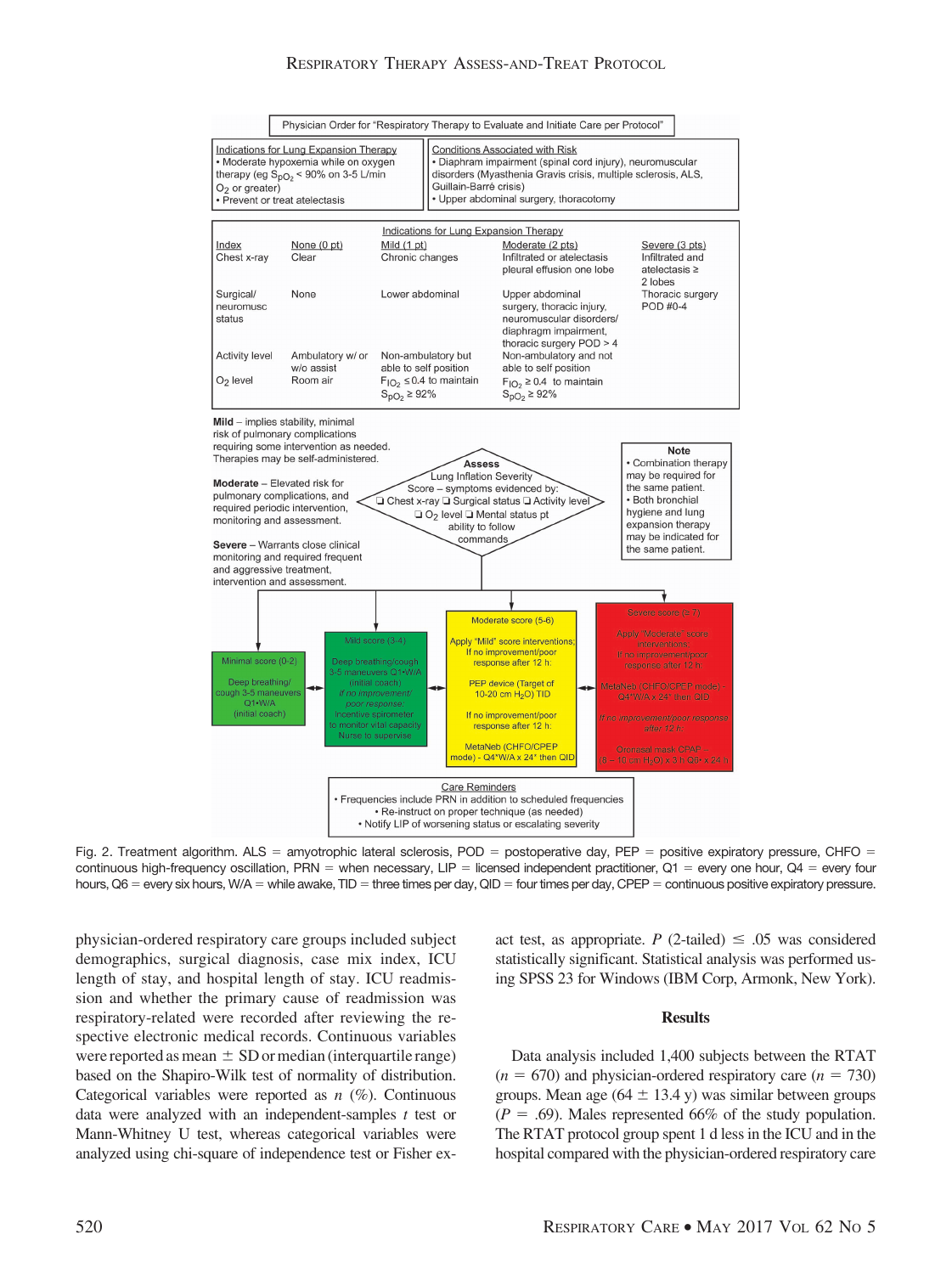Physician Order for "Respiratory Therapy to Evaluate and Initiate Care per Protocol"

**Indications for Lung Expansion Therapy**
- Moderate hypoxemia while on oxygen therapy (eg $S_{pO_2}$ < 90% on 3-5 L/min $O_2$ or greater)
- Prevent or treat atelectasis

**Conditions Associated with Risk**
- Diaphragm impairment (spinal cord injury), neuromuscular disorders (Myasthenia Gravis crisis, multiple sclerosis, ALS, Guillain-Barré crisis)
- Upper abdominal surgery, thoracotomy

**Indications for Lung Expansion Therapy**

| Index | None (0 pt) | Mild (1 pt) | Moderate (2 pts) | Severe (3 pts) |
|---|---|---|---|---|
| Chest x-ray | Clear | Chronic changes | Infiltrated or atelectasis pleural effusion one lobe | Infiltrated and atelectasis ≥ 2 lobes |
| Surgical/neuromusc status | None | Lower abdominal | Upper abdominal surgery, thoracic injury, neuromuscular disorders/diaphragm impairment, thoracic surgery POD > 4 | Thoracic surgery POD #0-4 |
| Activity level | Ambulatory w/ or w/o assist | Non-ambulatory but able to self position | Non-ambulatory and not able to self position | |
| $O_2$ level | Room air | $F_{IO_2}$ ≤ 0.4 to maintain $S_{pO_2}$ ≥ 92% | $F_{IO_2}$ ≥ 0.4 to maintain $S_{pO_2}$ ≥ 92% | |

**Mild** – implies stability, minimal risk of pulmonary complications requiring some intervention as needed. Therapies may be self-administered.

**Moderate** – Elevated risk for pulmonary complications, and required periodic intervention, monitoring and assessment.

**Severe** – Warrants close clinical monitoring and required frequent and aggressive treatment, intervention and assessment.

**Assess** Lung Inflation Severity Score – symptoms evidenced by: ❑ Chest x-ray ❑ Surgical status ❑ Activity level ❑ $O_2$ level ❑ Mental status pt ability to follow commands

**Note**
- Combination therapy may be required for the same patient.
- Both bronchial hygiene and lung expansion therapy may be indicated for the same patient.

**Minimal score (0-2)**: Deep breathing/cough 3-5 maneuvers Q1•W/A (initial coach)

**Mild score (3-4)**: Deep breathing/cough 3-5 maneuvers Q1•W/A (initial coach). *If no improvement/poor response:* Incentive spirometer to monitor vital capacity. Nurse to supervise

**Moderate score (5-6)**: Apply "Mild" score interventions; If no improvement/poor response after 12 h: PEP device (Target of 10-20 cm $H_2O$) TID. If no improvement/poor response after 12 h: MetaNeb (CHFO/CPEP mode) - Q4*W/A x 24* then QID

**Severe score (≥ 7)**: Apply "Moderate" score interventions; If no improvement/poor response after 12 h: MetaNeb (CHFO/CPEP mode) - Q4*W/A x 24* then QID. *If no improvement/poor response after 12 h:* Oronasal mask CPAP (8 – 10 cm $H_2O$) x 3 h Q6• x 24 h

**Care Reminders**
- Frequencies include PRN in addition to scheduled frequencies
- Re-instruct on proper technique (as needed)
- Notify LIP of worsening status or escalating severity

Fig. 2. Treatment algorithm. ALS = amyotrophic lateral sclerosis, POD = postoperative day, PEP = positive expiratory pressure, CHFO = continuous high-frequency oscillation, PRN = when necessary, LIP = licensed independent practitioner, Q1 = every one hour, Q4 = every four hours, Q6 = every six hours, W/A = while awake, TID = three times per day, QID = four times per day, CPEP = continuous positive expiratory pressure.

physician-ordered respiratory care groups included subject demographics, surgical diagnosis, case mix index, ICU length of stay, and hospital length of stay. ICU readmission and whether the primary cause of readmission was respiratory-related were recorded after reviewing the respective electronic medical records. Continuous variables were reported as mean ± SD or median (interquartile range) based on the Shapiro-Wilk test of normality of distribution. Categorical variables were reported as *n* (%). Continuous data were analyzed with an independent-samples *t* test or Mann-Whitney U test, whereas categorical variables were analyzed using chi-square of independence test or Fisher exact test, as appropriate. $P$ (2-tailed) ≤ .05 was considered statistically significant. Statistical analysis was performed using SPSS 23 for Windows (IBM Corp, Armonk, New York).

## Results

Data analysis included 1,400 subjects between the RTAT ($n$ = 670) and physician-ordered respiratory care ($n$ = 730) groups. Mean age (64 ± 13.4 y) was similar between groups ($P$ = .69). Males represented 66% of the study population. The RTAT protocol group spent 1 d less in the ICU and in the hospital compared with the physician-ordered respiratory care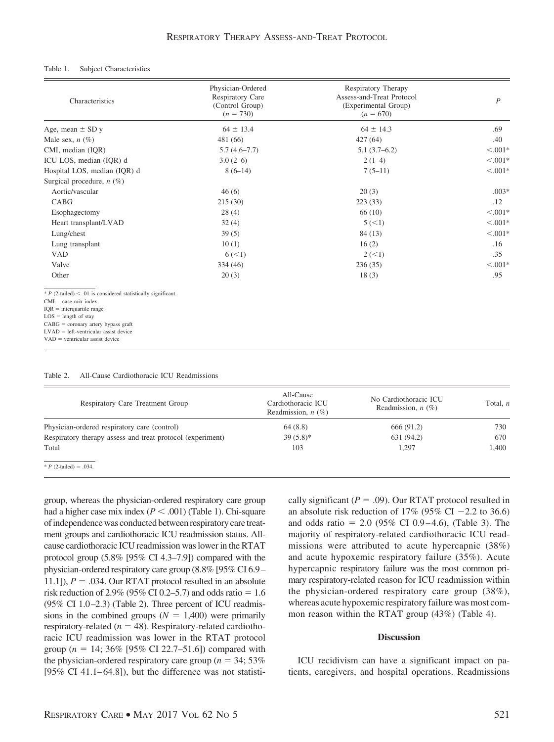Table 1. Subject Characteristics

| Characteristics | Physician-Ordered Respiratory Care (Control Group) ($n$ = 730) | Respiratory Therapy Assess-and-Treat Protocol (Experimental Group) ($n$ = 670) | $P$ |
|---|---|---|---|
| Age, mean ± SD y | 64 ± 13.4 | 64 ± 14.3 | .69 |
| Male sex, $n$ (%) | 481 (66) | 427 (64) | .40 |
| CMI, median (IQR) | 5.7 (4.6–7.7) | 5.1 (3.7–6.2) | <.001* |
| ICU LOS, median (IQR) d | 3.0 (2–6) | 2 (1–4) | <.001* |
| Hospital LOS, median (IQR) d | 8 (6–14) | 7 (5–11) | <.001* |
| Surgical procedure, $n$ (%) | | | |
| Aortic/vascular | 46 (6) | 20 (3) | .003* |
| CABG | 215 (30) | 223 (33) | .12 |
| Esophagectomy | 28 (4) | 66 (10) | <.001* |
| Heart transplant/LVAD | 32 (4) | 5 (<1) | <.001* |
| Lung/chest | 39 (5) | 84 (13) | <.001* |
| Lung transplant | 10 (1) | 16 (2) | .16 |
| VAD | 6 (<1) | 2 (<1) | .35 |
| Valve | 334 (46) | 236 (35) | <.001* |
| Other | 20 (3) | 18 (3) | .95 |

* $P$ (2-tailed) < .01 is considered statistically significant.
CMI = case mix index
IQR = interquartile range
LOS = length of stay
CABG = coronary artery bypass graft
LVAD = left-ventricular assist device
VAD = ventricular assist device

Table 2. All-Cause Cardiothoracic ICU Readmissions

| Respiratory Care Treatment Group | All-Cause Cardiothoracic ICU Readmission, $n$ (%) | No Cardiothoracic ICU Readmission, $n$ (%) | Total, $n$ |
|---|---|---|---|
| Physician-ordered respiratory care (control) | 64 (8.8) | 666 (91.2) | 730 |
| Respiratory therapy assess-and-treat protocol (experiment) | 39 (5.8)* | 631 (94.2) | 670 |
| Total | 103 | 1,297 | 1,400 |

* $P$ (2-tailed) = .034.

group, whereas the physician-ordered respiratory care group had a higher case mix index ($P$ < .001) (Table 1). Chi-square of independence was conducted between respiratory care treatment groups and cardiothoracic ICU readmission status. All-cause cardiothoracic ICU readmission was lower in the RTAT protocol group (5.8% [95% CI 4.3–7.9]) compared with the physician-ordered respiratory care group (8.8% [95% CI 6.9–11.1]), $P$ = .034. Our RTAT protocol resulted in an absolute risk reduction of 2.9% (95% CI 0.2–5.7) and odds ratio = 1.6 (95% CI 1.0–2.3) (Table 2). Three percent of ICU readmissions in the combined groups ($N$ = 1,400) were primarily respiratory-related ($n$ = 48). Respiratory-related cardiothoracic ICU readmission was lower in the RTAT protocol group ($n$ = 14; 36% [95% CI 22.7–51.6]) compared with the physician-ordered respiratory care group ($n$ = 34; 53% [95% CI 41.1–64.8]), but the difference was not statistically significant ($P$ = .09). Our RTAT protocol resulted in an absolute risk reduction of 17% (95% CI −2.2 to 36.6) and odds ratio = 2.0 (95% CI 0.9–4.6), (Table 3). The majority of respiratory-related cardiothoracic ICU readmissions were attributed to acute hypercapnic (38%) and acute hypoxemic respiratory failure (35%). Acute hypercapnic respiratory failure was the most common primary respiratory-related reason for ICU readmission within the physician-ordered respiratory care group (38%), whereas acute hypoxemic respiratory failure was most common reason within the RTAT group (43%) (Table 4).

## Discussion

ICU recidivism can have a significant impact on patients, caregivers, and hospital operations. Readmissions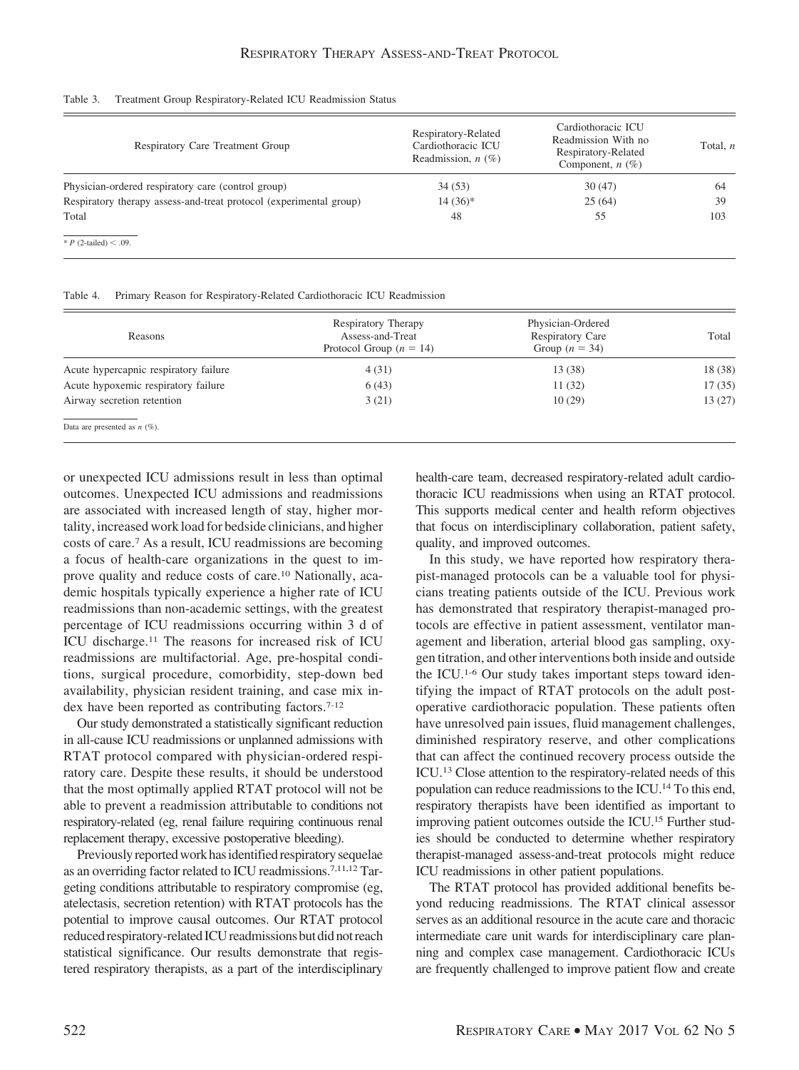Table 3. Treatment Group Respiratory-Related ICU Readmission Status

| Respiratory Care Treatment Group | Respiratory-Related Cardiothoracic ICU Readmission, $n$ (%) | Cardiothoracic ICU Readmission With no Respiratory-Related Component, $n$ (%) | Total, $n$ |
|---|---|---|---|
| Physician-ordered respiratory care (control group) | 34 (53) | 30 (47) | 64 |
| Respiratory therapy assess-and-treat protocol (experimental group) | 14 (36)* | 25 (64) | 39 |
| Total | 48 | 55 | 103 |

* $P$ (2-tailed) $< .09$.

Table 4. Primary Reason for Respiratory-Related Cardiothoracic ICU Readmission

| Reasons | Respiratory Therapy Assess-and-Treat Protocol Group ($n = 14$) | Physician-Ordered Respiratory Care Group ($n = 34$) | Total |
|---|---|---|---|
| Acute hypercapnic respiratory failure | 4 (31) | 13 (38) | 18 (38) |
| Acute hypoxemic respiratory failure | 6 (43) | 11 (32) | 17 (35) |
| Airway secretion retention | 3 (21) | 10 (29) | 13 (27) |

Data are presented as $n$ (%).

or unexpected ICU admissions result in less than optimal outcomes. Unexpected ICU admissions and readmissions are associated with increased length of stay, higher mortality, increased work load for bedside clinicians, and higher costs of care.[7] As a result, ICU readmissions are becoming a focus of health-care organizations in the quest to improve quality and reduce costs of care.[10] Nationally, academic hospitals typically experience a higher rate of ICU readmissions than non-academic settings, with the greatest percentage of ICU readmissions occurring within 3 d of ICU discharge.[11] The reasons for increased risk of ICU readmissions are multifactorial. Age, pre-hospital conditions, surgical procedure, comorbidity, step-down bed availability, physician resident training, and case mix index have been reported as contributing factors.[7-12]

Our study demonstrated a statistically significant reduction in all-cause ICU readmissions or unplanned admissions with RTAT protocol compared with physician-ordered respiratory care. Despite these results, it should be understood that the most optimally applied RTAT protocol will not be able to prevent a readmission attributable to conditions not respiratory-related (eg, renal failure requiring continuous renal replacement therapy, excessive postoperative bleeding).

Previously reported work has identified respiratory sequelae as an overriding factor related to ICU readmissions.[7,11,12] Targeting conditions attributable to respiratory compromise (eg, atelectasis, secretion retention) with RTAT protocols has the potential to improve causal outcomes. Our RTAT protocol reduced respiratory-related ICU readmissions but did not reach statistical significance. Our results demonstrate that registered respiratory therapists, as a part of the interdisciplinary health-care team, decreased respiratory-related adult cardiothoracic ICU readmissions when using an RTAT protocol. This supports medical center and health reform objectives that focus on interdisciplinary collaboration, patient safety, quality, and improved outcomes.

In this study, we have reported how respiratory therapist-managed protocols can be a valuable tool for physicians treating patients outside of the ICU. Previous work has demonstrated that respiratory therapist-managed protocols are effective in patient assessment, ventilator management and liberation, arterial blood gas sampling, oxygen titration, and other interventions both inside and outside the ICU.[1-6] Our study takes important steps toward identifying the impact of RTAT protocols on the adult postoperative cardiothoracic population. These patients often have unresolved pain issues, fluid management challenges, diminished respiratory reserve, and other complications that can affect the continued recovery process outside the ICU.[13] Close attention to the respiratory-related needs of this population can reduce readmissions to the ICU.[14] To this end, respiratory therapists have been identified as important to improving patient outcomes outside the ICU.[15] Further studies should be conducted to determine whether respiratory therapist-managed assess-and-treat protocols might reduce ICU readmissions in other patient populations.

The RTAT protocol has provided additional benefits beyond reducing readmissions. The RTAT clinical assessor serves as an additional resource in the acute care and thoracic intermediate care unit wards for interdisciplinary care planning and complex case management. Cardiothoracic ICUs are frequently challenged to improve patient flow and create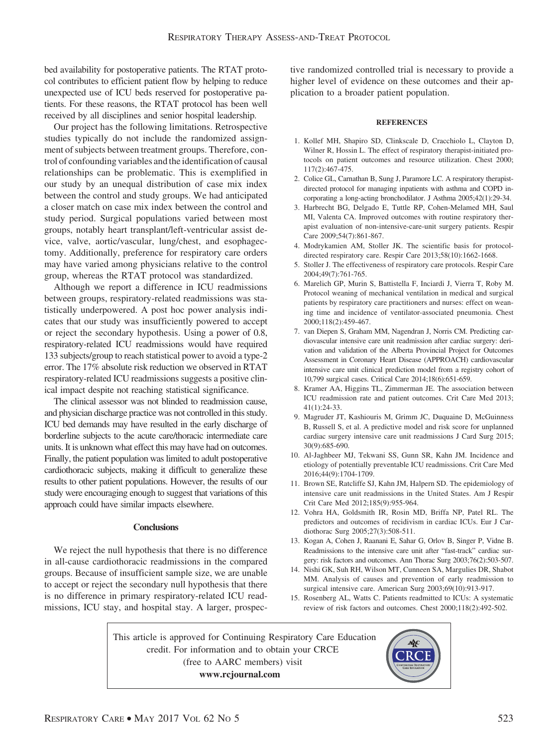bed availability for postoperative patients. The RTAT protocol contributes to efficient patient flow by helping to reduce unexpected use of ICU beds reserved for postoperative patients. For these reasons, the RTAT protocol has been well received by all disciplines and senior hospital leadership.

Our project has the following limitations. Retrospective studies typically do not include the randomized assignment of subjects between treatment groups. Therefore, control of confounding variables and the identification of causal relationships can be problematic. This is exemplified in our study by an unequal distribution of case mix index between the control and study groups. We had anticipated a closer match on case mix index between the control and study period. Surgical populations varied between most groups, notably heart transplant/left-ventricular assist device, valve, aortic/vascular, lung/chest, and esophagectomy. Additionally, preference for respiratory care orders may have varied among physicians relative to the control group, whereas the RTAT protocol was standardized.

Although we report a difference in ICU readmissions between groups, respiratory-related readmissions was statistically underpowered. A post hoc power analysis indicates that our study was insufficiently powered to accept or reject the secondary hypothesis. Using a power of 0.8, respiratory-related ICU readmissions would have required 133 subjects/group to reach statistical power to avoid a type-2 error. The 17% absolute risk reduction we observed in RTAT respiratory-related ICU readmissions suggests a positive clinical impact despite not reaching statistical significance.

The clinical assessor was not blinded to readmission cause, and physician discharge practice was not controlled in this study. ICU bed demands may have resulted in the early discharge of borderline subjects to the acute care/thoracic intermediate care units. It is unknown what effect this may have had on outcomes. Finally, the patient population was limited to adult postoperative cardiothoracic subjects, making it difficult to generalize these results to other patient populations. However, the results of our study were encouraging enough to suggest that variations of this approach could have similar impacts elsewhere.

## Conclusions

We reject the null hypothesis that there is no difference in all-cause cardiothoracic readmissions in the compared groups. Because of insufficient sample size, we are unable to accept or reject the secondary null hypothesis that there is no difference in primary respiratory-related ICU readmissions, ICU stay, and hospital stay. A larger, prospective randomized controlled trial is necessary to provide a higher level of evidence on these outcomes and their application to a broader patient population.

## REFERENCES

1. Kollef MH, Shapiro SD, Clinkscale D, Cracchiolo L, Clayton D, Wilner R, Hossin L. The effect of respiratory therapist-initiated protocols on patient outcomes and resource utilization. Chest 2000; 117(2):467-475.
2. Colice GL, Carnathan B, Sung J, Paramore LC. A respiratory therapist-directed protocol for managing inpatients with asthma and COPD incorporating a long-acting bronchodilator. J Asthma 2005;42(1):29-34.
3. Harbrecht BG, Delgado E, Tuttle RP, Cohen-Melamed MH, Saul MI, Valenta CA. Improved outcomes with routine respiratory therapist evaluation of non-intensive-care-unit surgery patients. Respir Care 2009;54(7):861-867.
4. Modrykamien AM, Stoller JK. The scientific basis for protocol-directed respiratory care. Respir Care 2013;58(10):1662-1668.
5. Stoller J. The effectiveness of respiratory care protocols. Respir Care 2004;49(7):761-765.
6. Marelich GP, Murin S, Battistella F, Inciardi J, Vierra T, Roby M. Protocol weaning of mechanical ventilation in medical and surgical patients by respiratory care practitioners and nurses: effect on weaning time and incidence of ventilator-associated pneumonia. Chest 2000;118(2):459-467.
7. van Diepen S, Graham MM, Nagendran J, Norris CM. Predicting cardiovascular intensive care unit readmission after cardiac surgery: derivation and validation of the Alberta Provincial Project for Outcomes Assessment in Coronary Heart Disease (APPROACH) cardiovascular intensive care unit clinical prediction model from a registry cohort of 10,799 surgical cases. Critical Care 2014;18(6):651-659.
8. Kramer AA, Higgins TL, Zimmerman JE. The association between ICU readmission rate and patient outcomes. Crit Care Med 2013; 41(1):24-33.
9. Magruder JT, Kashiouris M, Grimm JC, Duquaine D, McGuinness B, Russell S, et al. A predictive model and risk score for unplanned cardiac surgery intensive care unit readmissions J Card Surg 2015; 30(9):685-690.
10. Al-Jaghbeer MJ, Tekwani SS, Gunn SR, Kahn JM. Incidence and etiology of potentially preventable ICU readmissions. Crit Care Med 2016;44(9):1704-1709.
11. Brown SE, Ratcliffe SJ, Kahn JM, Halpern SD. The epidemiology of intensive care unit readmissions in the United States. Am J Respir Crit Care Med 2012;185(9):955-964.
12. Vohra HA, Goldsmith IR, Rosin MD, Briffa NP, Patel RL. The predictors and outcomes of recidivism in cardiac ICUs. Eur J Cardiothorac Surg 2005;27(3):508-511.
13. Kogan A, Cohen J, Raanani E, Sahar G, Orlov B, Singer P, Vidne B. Readmissions to the intensive care unit after "fast-track" cardiac surgery: risk factors and outcomes. Ann Thorac Surg 2003;76(2):503-507.
14. Nishi GK, Suh RH, Wilson MT, Cunneen SA, Margulies DR, Shabot MM. Analysis of causes and prevention of early readmission to surgical intensive care. American Surg 2003;69(10):913-917.
15. Rosenberg AL, Watts C. Patients readmitted to ICUs: A systematic review of risk factors and outcomes. Chest 2000;118(2):492-502.

This article is approved for Continuing Respiratory Care Education credit. For information and to obtain your CRCE (free to AARC members) visit **www.rcjournal.com**